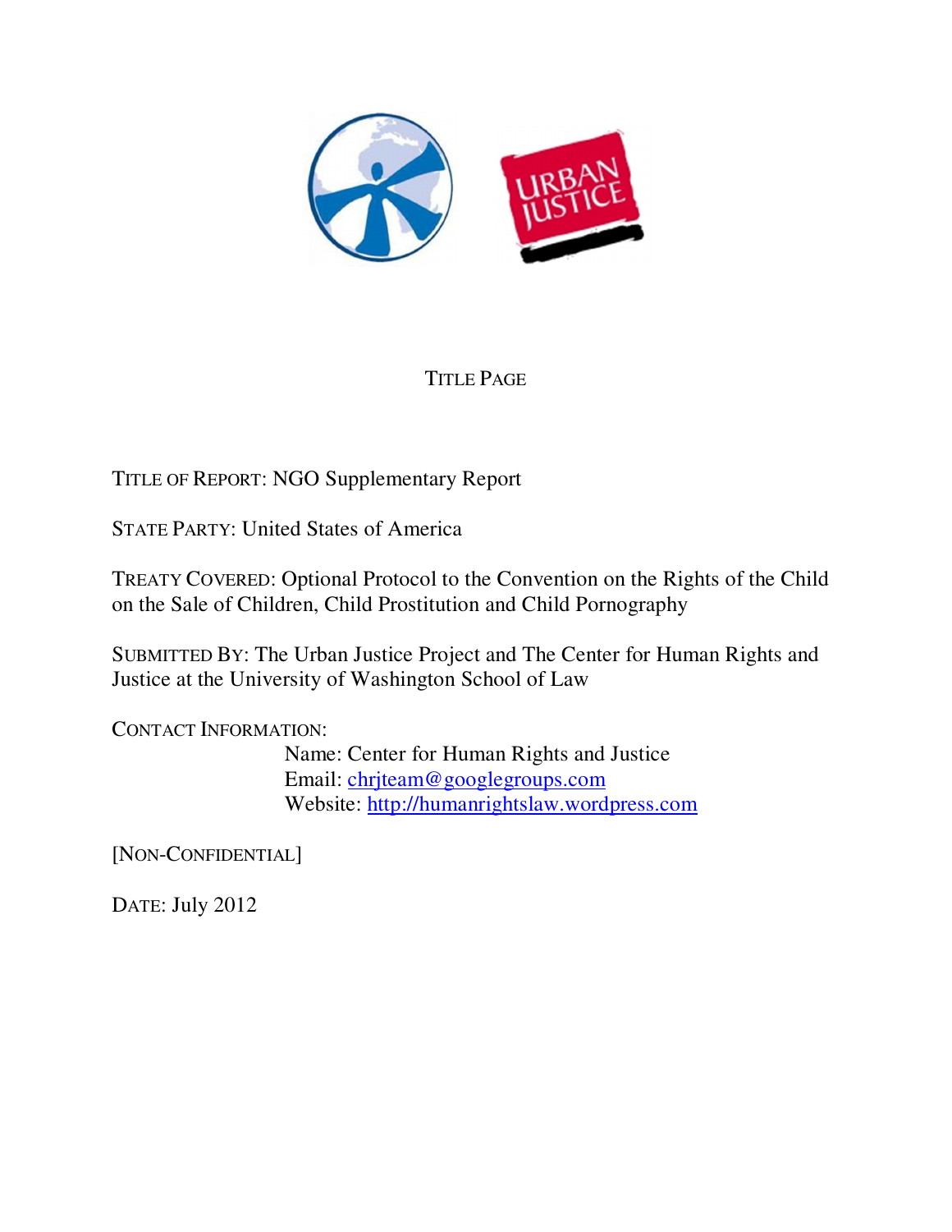# TITLE PAGE

TITLE OF REPORT: NGO Supplementary Report

STATE PARTY: United States of America

TREATY COVERED: Optional Protocol to the Convention on the Rights of the Child on the Sale of Children, Child Prostitution and Child Pornography

SUBMITTED BY: The Urban Justice Project and The Center for Human Rights and Justice at the University of Washington School of Law

CONTACT INFORMATION:

Name: Center for Human Rights and Justice
Email: chrjteam@googlegroups.com
Website: http://humanrightslaw.wordpress.com

[NON-CONFIDENTIAL]

DATE: July 2012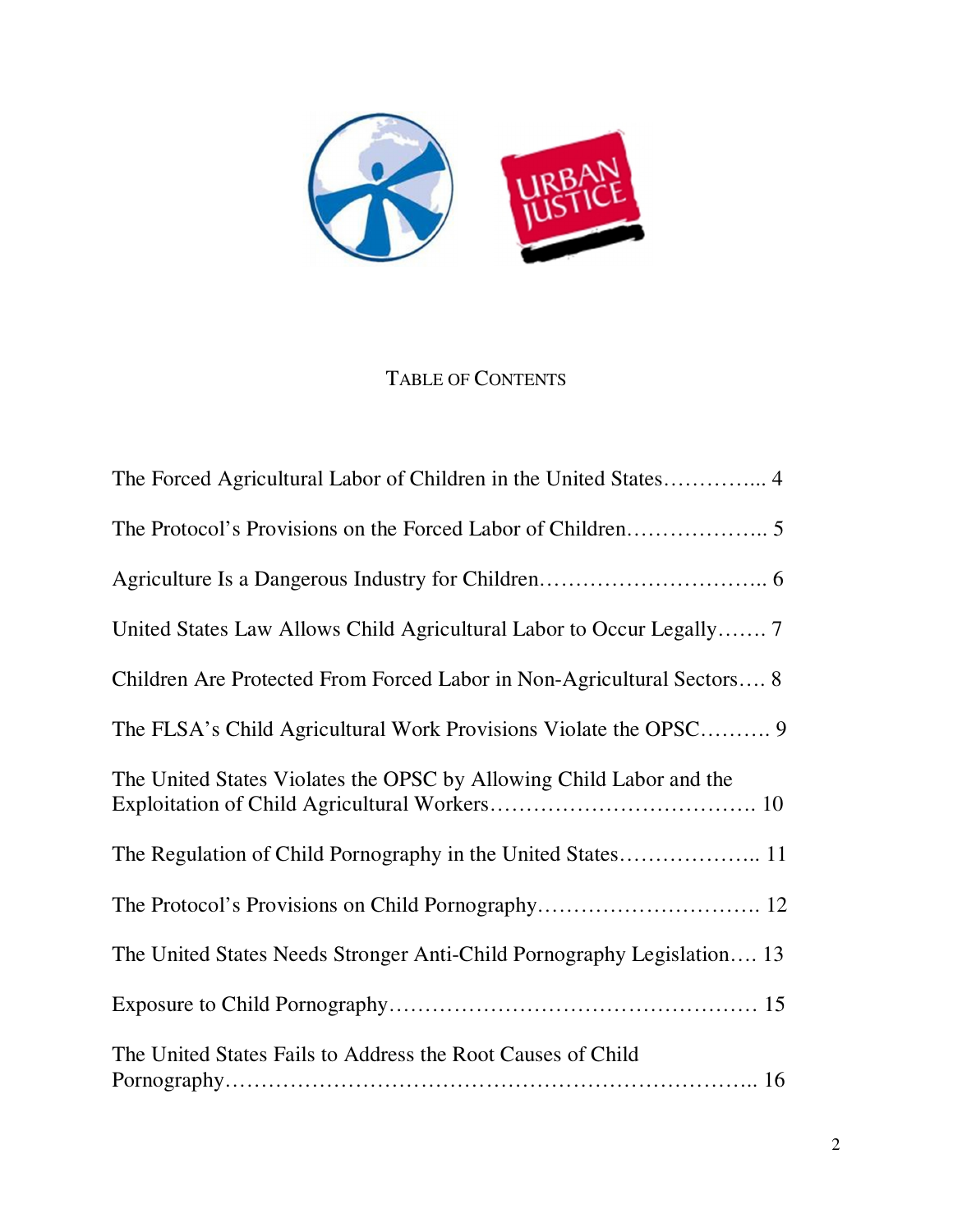# TABLE OF CONTENTS

The Forced Agricultural Labor of Children in the United States………….... 4

The Protocol's Provisions on the Forced Labor of Children……………….. 5

Agriculture Is a Dangerous Industry for Children………………………….. 6

United States Law Allows Child Agricultural Labor to Occur Legally……. 7

Children Are Protected From Forced Labor in Non-Agricultural Sectors…. 8

The FLSA's Child Agricultural Work Provisions Violate the OPSC………. 9

The United States Violates the OPSC by Allowing Child Labor and the Exploitation of Child Agricultural Workers………………………………. 10

The Regulation of Child Pornography in the United States……………….. 11

The Protocol's Provisions on Child Pornography…………………………. 12

The United States Needs Stronger Anti-Child Pornography Legislation…. 13

Exposure to Child Pornography…………………………………………… 15

The United States Fails to Address the Root Causes of Child Pornography…………………………………………………………….. 16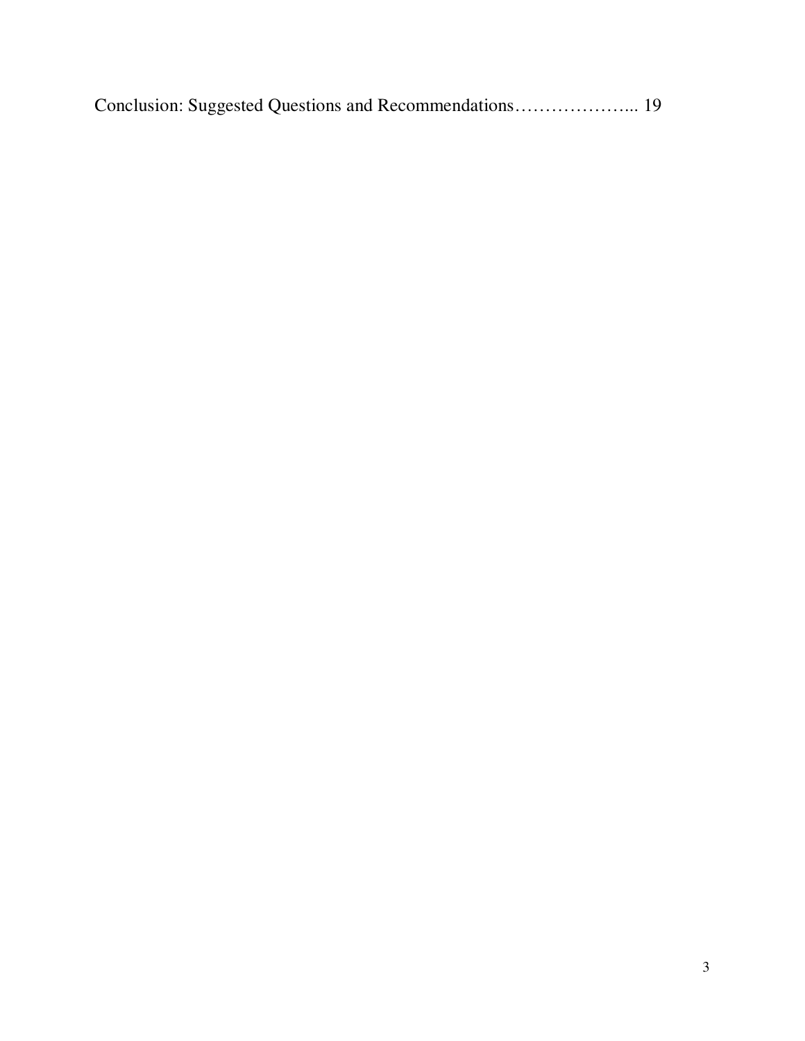Conclusion: Suggested Questions and Recommendations……………….. 19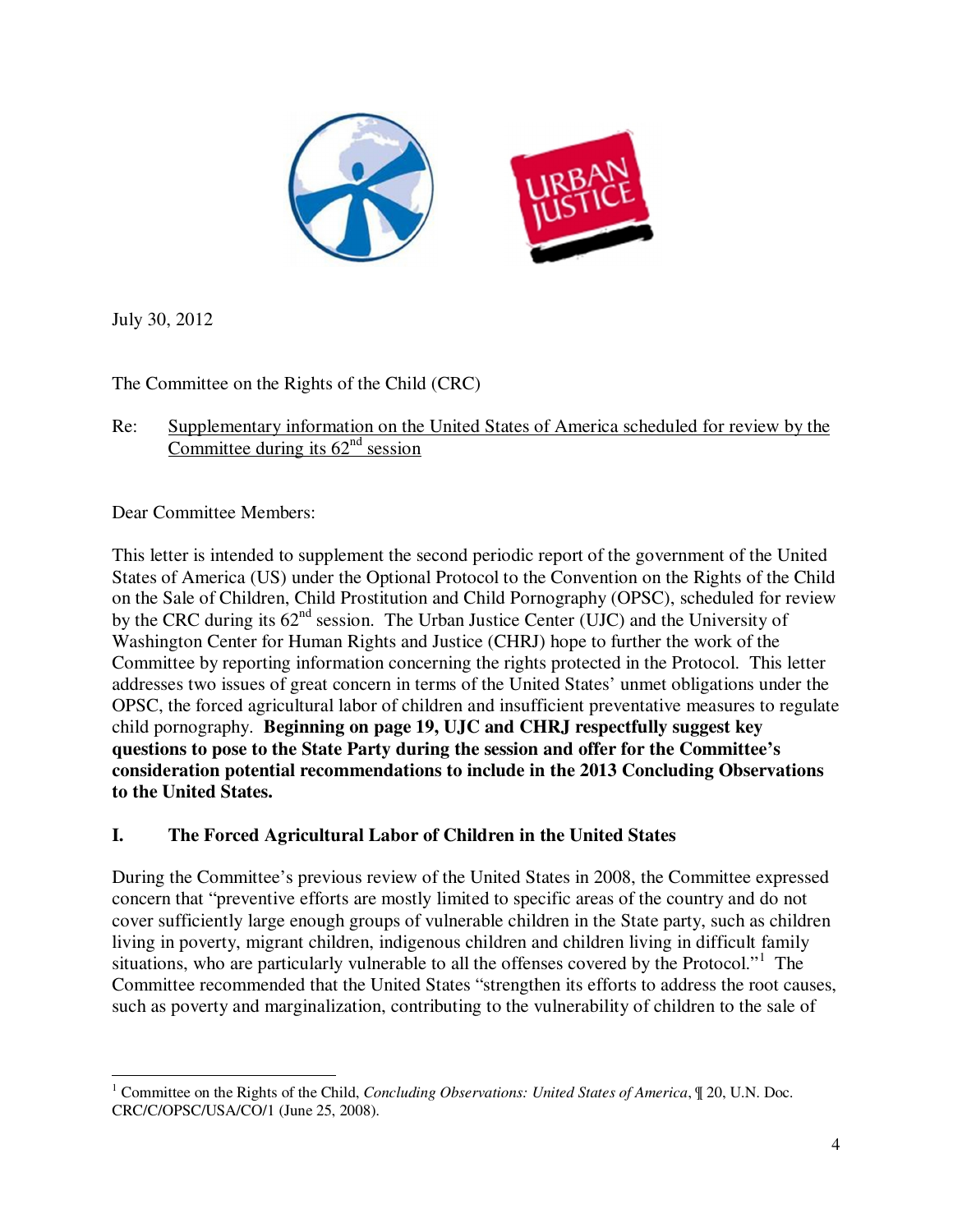July 30, 2012

The Committee on the Rights of the Child (CRC)

Re: Supplementary information on the United States of America scheduled for review by the Committee during its 62nd session

Dear Committee Members:

This letter is intended to supplement the second periodic report of the government of the United States of America (US) under the Optional Protocol to the Convention on the Rights of the Child on the Sale of Children, Child Prostitution and Child Pornography (OPSC), scheduled for review by the CRC during its 62nd session. The Urban Justice Center (UJC) and the University of Washington Center for Human Rights and Justice (CHRJ) hope to further the work of the Committee by reporting information concerning the rights protected in the Protocol. This letter addresses two issues of great concern in terms of the United States' unmet obligations under the OPSC, the forced agricultural labor of children and insufficient preventative measures to regulate child pornography. **Beginning on page 19, UJC and CHRJ respectfully suggest key questions to pose to the State Party during the session and offer for the Committee's consideration potential recommendations to include in the 2013 Concluding Observations to the United States.**

## I. The Forced Agricultural Labor of Children in the United States

During the Committee's previous review of the United States in 2008, the Committee expressed concern that "preventive efforts are mostly limited to specific areas of the country and do not cover sufficiently large enough groups of vulnerable children in the State party, such as children living in poverty, migrant children, indigenous children and children living in difficult family situations, who are particularly vulnerable to all the offenses covered by the Protocol."[1] The Committee recommended that the United States "strengthen its efforts to address the root causes, such as poverty and marginalization, contributing to the vulnerability of children to the sale of

---

[1] Committee on the Rights of the Child, *Concluding Observations: United States of America*, ¶ 20, U.N. Doc. CRC/C/OPSC/USA/CO/1 (June 25, 2008).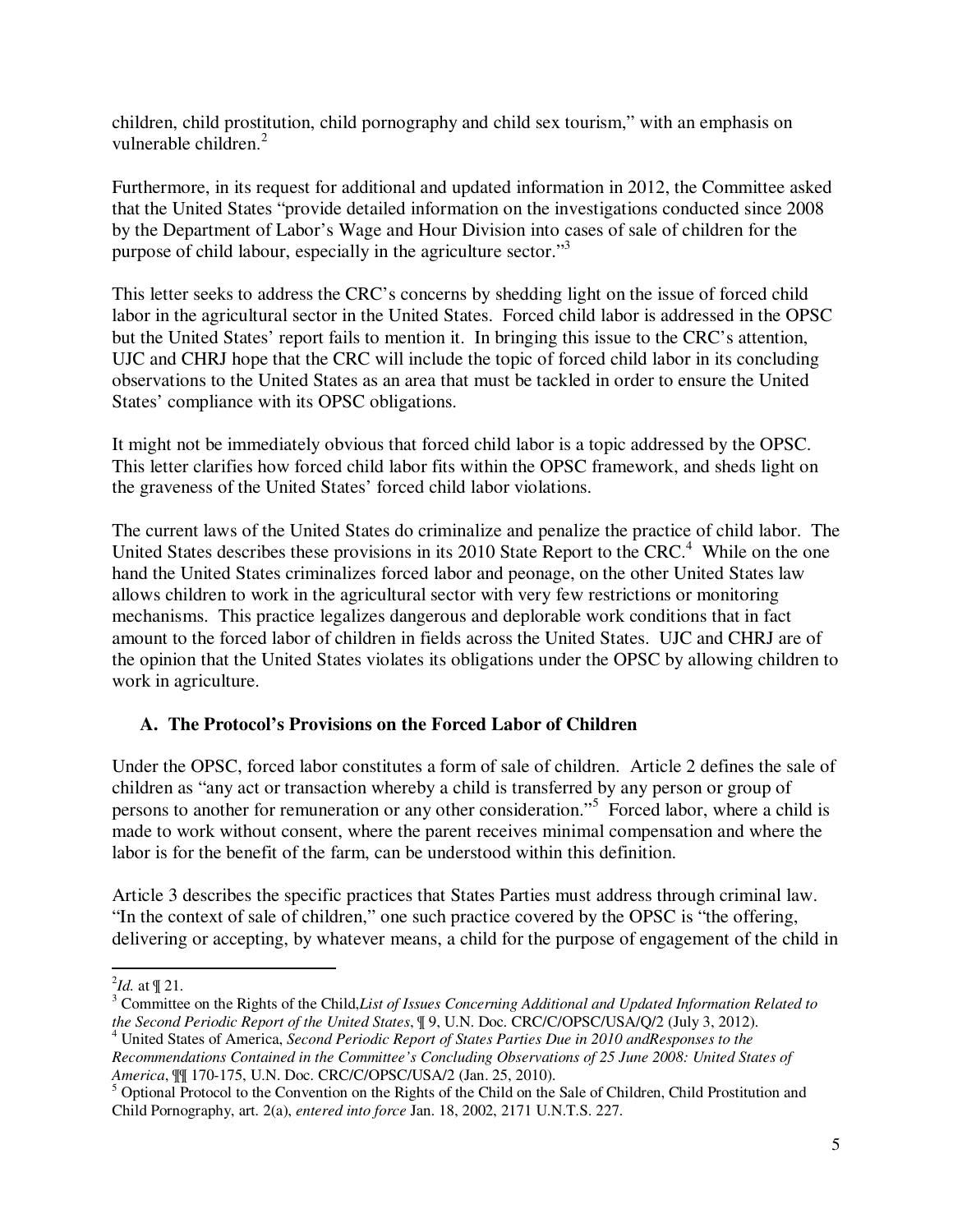children, child prostitution, child pornography and child sex tourism," with an emphasis on vulnerable children.[2]

Furthermore, in its request for additional and updated information in 2012, the Committee asked that the United States "provide detailed information on the investigations conducted since 2008 by the Department of Labor's Wage and Hour Division into cases of sale of children for the purpose of child labour, especially in the agriculture sector."[3]

This letter seeks to address the CRC's concerns by shedding light on the issue of forced child labor in the agricultural sector in the United States. Forced child labor is addressed in the OPSC but the United States' report fails to mention it. In bringing this issue to the CRC's attention, UJC and CHRJ hope that the CRC will include the topic of forced child labor in its concluding observations to the United States as an area that must be tackled in order to ensure the United States' compliance with its OPSC obligations.

It might not be immediately obvious that forced child labor is a topic addressed by the OPSC. This letter clarifies how forced child labor fits within the OPSC framework, and sheds light on the graveness of the United States' forced child labor violations.

The current laws of the United States do criminalize and penalize the practice of child labor. The United States describes these provisions in its 2010 State Report to the CRC.[4] While on the one hand the United States criminalizes forced labor and peonage, on the other United States law allows children to work in the agricultural sector with very few restrictions or monitoring mechanisms. This practice legalizes dangerous and deplorable work conditions that in fact amount to the forced labor of children in fields across the United States. UJC and CHRJ are of the opinion that the United States violates its obligations under the OPSC by allowing children to work in agriculture.

### A. The Protocol's Provisions on the Forced Labor of Children

Under the OPSC, forced labor constitutes a form of sale of children. Article 2 defines the sale of children as "any act or transaction whereby a child is transferred by any person or group of persons to another for remuneration or any other consideration."[5] Forced labor, where a child is made to work without consent, where the parent receives minimal compensation and where the labor is for the benefit of the farm, can be understood within this definition.

Article 3 describes the specific practices that States Parties must address through criminal law. "In the context of sale of children," one such practice covered by the OPSC is "the offering, delivering or accepting, by whatever means, a child for the purpose of engagement of the child in

---

[2] *Id.* at ¶ 21.

[3] Committee on the Rights of the Child, *List of Issues Concerning Additional and Updated Information Related to the Second Periodic Report of the United States*, ¶ 9, U.N. Doc. CRC/C/OPSC/USA/Q/2 (July 3, 2012).

[4] United States of America, *Second Periodic Report of States Parties Due in 2010 andResponses to the Recommendations Contained in the Committee's Concluding Observations of 25 June 2008: United States of America*, ¶¶ 170-175, U.N. Doc. CRC/C/OPSC/USA/2 (Jan. 25, 2010).

[5] Optional Protocol to the Convention on the Rights of the Child on the Sale of Children, Child Prostitution and Child Pornography, art. 2(a), *entered into force* Jan. 18, 2002, 2171 U.N.T.S. 227.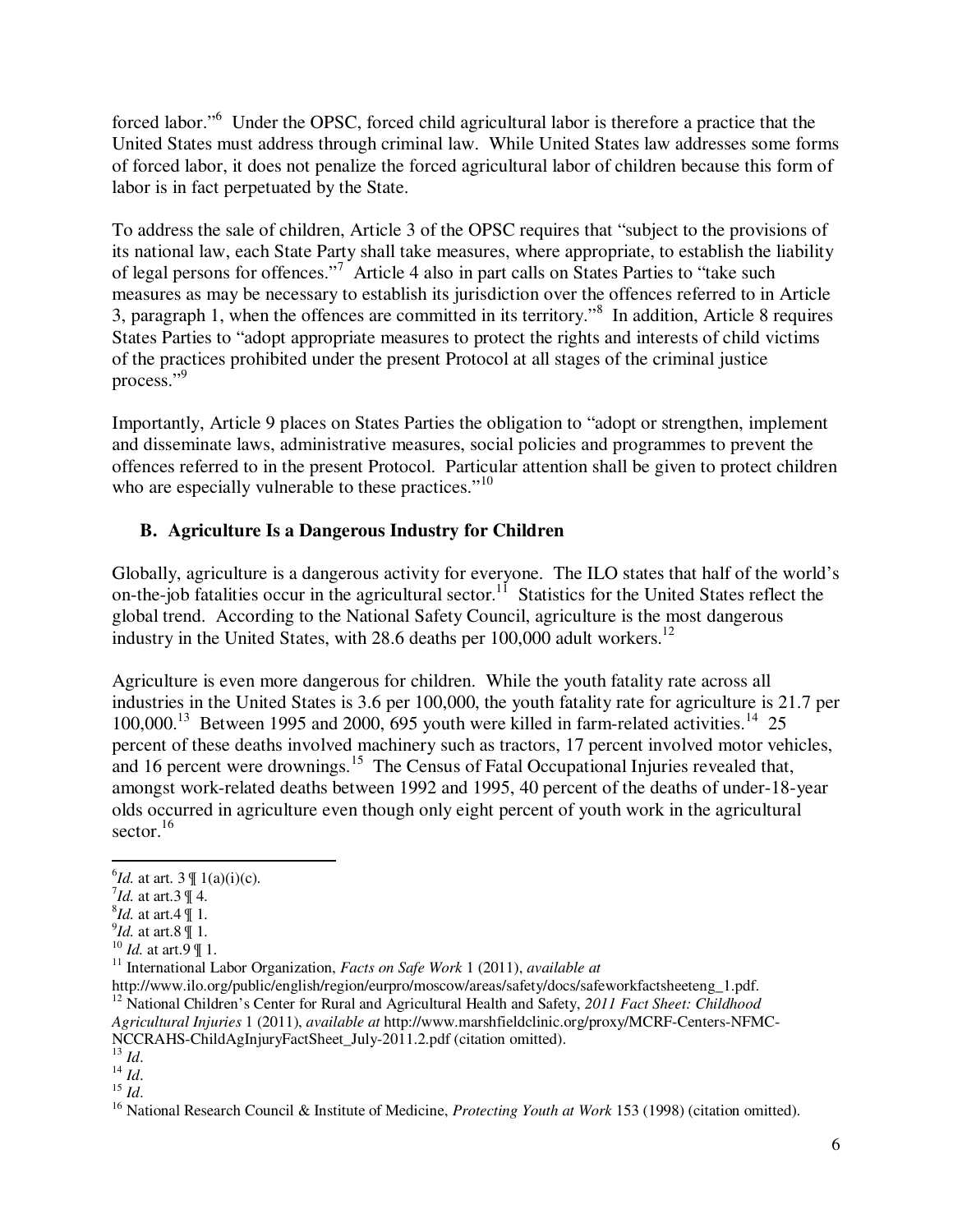forced labor."[6] Under the OPSC, forced child agricultural labor is therefore a practice that the United States must address through criminal law. While United States law addresses some forms of forced labor, it does not penalize the forced agricultural labor of children because this form of labor is in fact perpetuated by the State.

To address the sale of children, Article 3 of the OPSC requires that "subject to the provisions of its national law, each State Party shall take measures, where appropriate, to establish the liability of legal persons for offences."[7] Article 4 also in part calls on States Parties to "take such measures as may be necessary to establish its jurisdiction over the offences referred to in Article 3, paragraph 1, when the offences are committed in its territory."[8] In addition, Article 8 requires States Parties to "adopt appropriate measures to protect the rights and interests of child victims of the practices prohibited under the present Protocol at all stages of the criminal justice process."[9]

Importantly, Article 9 places on States Parties the obligation to "adopt or strengthen, implement and disseminate laws, administrative measures, social policies and programmes to prevent the offences referred to in the present Protocol. Particular attention shall be given to protect children who are especially vulnerable to these practices."[10]

### B. Agriculture Is a Dangerous Industry for Children

Globally, agriculture is a dangerous activity for everyone. The ILO states that half of the world's on-the-job fatalities occur in the agricultural sector.[11] Statistics for the United States reflect the global trend. According to the National Safety Council, agriculture is the most dangerous industry in the United States, with 28.6 deaths per 100,000 adult workers.[12]

Agriculture is even more dangerous for children. While the youth fatality rate across all industries in the United States is 3.6 per 100,000, the youth fatality rate for agriculture is 21.7 per 100,000.[13] Between 1995 and 2000, 695 youth were killed in farm-related activities.[14] 25 percent of these deaths involved machinery such as tractors, 17 percent involved motor vehicles, and 16 percent were drownings.[15] The Census of Fatal Occupational Injuries revealed that, amongst work-related deaths between 1992 and 1995, 40 percent of the deaths of under-18-year olds occurred in agriculture even though only eight percent of youth work in the agricultural sector.[16]

---

[6] *Id.* at art. 3 ¶ 1(a)(i)(c).
[7] *Id.* at art.3 ¶ 4.
[8] *Id.* at art.4 ¶ 1.
[9] *Id.* at art.8 ¶ 1.
[10] *Id.* at art.9 ¶ 1.
[11] International Labor Organization, *Facts on Safe Work* 1 (2011), *available at* http://www.ilo.org/public/english/region/eurpro/moscow/areas/safety/docs/safeworkfactsheeteng_1.pdf.
[12] National Children's Center for Rural and Agricultural Health and Safety, *2011 Fact Sheet: Childhood Agricultural Injuries* 1 (2011), *available at* http://www.marshfieldclinic.org/proxy/MCRF-Centers-NFMC-NCCRAHS-ChildAgInjuryFactSheet_July-2011.2.pdf (citation omitted).
[13] *Id*.
[14] *Id*.
[15] *Id*.
[16] National Research Council & Institute of Medicine, *Protecting Youth at Work* 153 (1998) (citation omitted).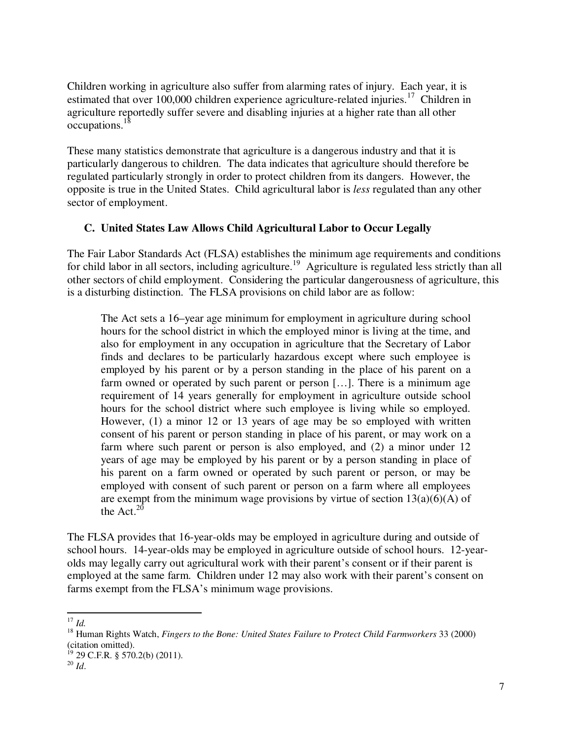Children working in agriculture also suffer from alarming rates of injury. Each year, it is estimated that over 100,000 children experience agriculture-related injuries.[17] Children in agriculture reportedly suffer severe and disabling injuries at a higher rate than all other occupations.[18]

These many statistics demonstrate that agriculture is a dangerous industry and that it is particularly dangerous to children. The data indicates that agriculture should therefore be regulated particularly strongly in order to protect children from its dangers. However, the opposite is true in the United States. Child agricultural labor is *less* regulated than any other sector of employment.

### C. United States Law Allows Child Agricultural Labor to Occur Legally

The Fair Labor Standards Act (FLSA) establishes the minimum age requirements and conditions for child labor in all sectors, including agriculture.[19] Agriculture is regulated less strictly than all other sectors of child employment. Considering the particular dangerousness of agriculture, this is a disturbing distinction. The FLSA provisions on child labor are as follow:

> The Act sets a 16–year age minimum for employment in agriculture during school hours for the school district in which the employed minor is living at the time, and also for employment in any occupation in agriculture that the Secretary of Labor finds and declares to be particularly hazardous except where such employee is employed by his parent or by a person standing in the place of his parent on a farm owned or operated by such parent or person […]. There is a minimum age requirement of 14 years generally for employment in agriculture outside school hours for the school district where such employee is living while so employed. However, (1) a minor 12 or 13 years of age may be so employed with written consent of his parent or person standing in place of his parent, or may work on a farm where such parent or person is also employed, and (2) a minor under 12 years of age may be employed by his parent or by a person standing in place of his parent on a farm owned or operated by such parent or person, or may be employed with consent of such parent or person on a farm where all employees are exempt from the minimum wage provisions by virtue of section 13(a)(6)(A) of the Act.[20]

The FLSA provides that 16-year-olds may be employed in agriculture during and outside of school hours. 14-year-olds may be employed in agriculture outside of school hours. 12-year-olds may legally carry out agricultural work with their parent's consent or if their parent is employed at the same farm. Children under 12 may also work with their parent's consent on farms exempt from the FLSA's minimum wage provisions.

---

[17] *Id.*

[18] Human Rights Watch, *Fingers to the Bone: United States Failure to Protect Child Farmworkers* 33 (2000) (citation omitted).

[19] 29 C.F.R. § 570.2(b) (2011).

[20] *Id*.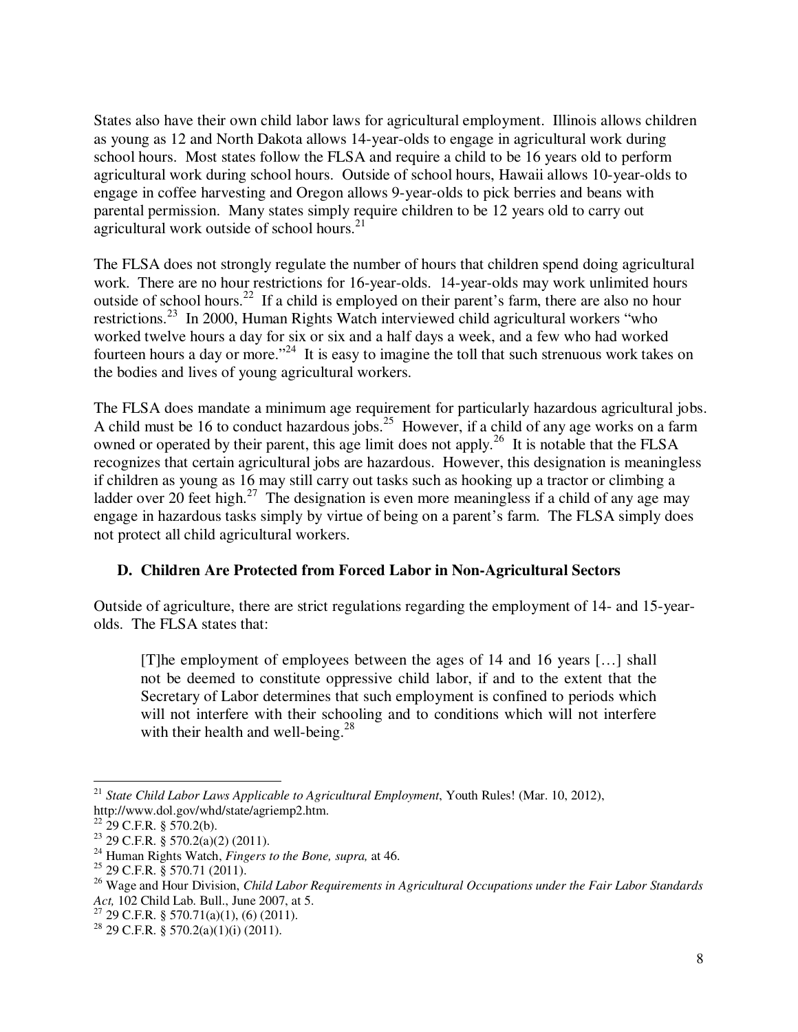States also have their own child labor laws for agricultural employment. Illinois allows children as young as 12 and North Dakota allows 14-year-olds to engage in agricultural work during school hours. Most states follow the FLSA and require a child to be 16 years old to perform agricultural work during school hours. Outside of school hours, Hawaii allows 10-year-olds to engage in coffee harvesting and Oregon allows 9-year-olds to pick berries and beans with parental permission. Many states simply require children to be 12 years old to carry out agricultural work outside of school hours.[21]

The FLSA does not strongly regulate the number of hours that children spend doing agricultural work. There are no hour restrictions for 16-year-olds. 14-year-olds may work unlimited hours outside of school hours.[22] If a child is employed on their parent's farm, there are also no hour restrictions.[23] In 2000, Human Rights Watch interviewed child agricultural workers "who worked twelve hours a day for six or six and a half days a week, and a few who had worked fourteen hours a day or more."[24] It is easy to imagine the toll that such strenuous work takes on the bodies and lives of young agricultural workers.

The FLSA does mandate a minimum age requirement for particularly hazardous agricultural jobs. A child must be 16 to conduct hazardous jobs.[25] However, if a child of any age works on a farm owned or operated by their parent, this age limit does not apply.[26] It is notable that the FLSA recognizes that certain agricultural jobs are hazardous. However, this designation is meaningless if children as young as 16 may still carry out tasks such as hooking up a tractor or climbing a ladder over 20 feet high.[27] The designation is even more meaningless if a child of any age may engage in hazardous tasks simply by virtue of being on a parent's farm. The FLSA simply does not protect all child agricultural workers.

### D. Children Are Protected from Forced Labor in Non-Agricultural Sectors

Outside of agriculture, there are strict regulations regarding the employment of 14- and 15-year-olds. The FLSA states that:

> [T]he employment of employees between the ages of 14 and 16 years […] shall not be deemed to constitute oppressive child labor, if and to the extent that the Secretary of Labor determines that such employment is confined to periods which will not interfere with their schooling and to conditions which will not interfere with their health and well-being.[28]

---

[21] *State Child Labor Laws Applicable to Agricultural Employment*, Youth Rules! (Mar. 10, 2012), http://www.dol.gov/whd/state/agriemp2.htm.

[22] 29 C.F.R. § 570.2(b).

[23] 29 C.F.R. § 570.2(a)(2) (2011).

[24] Human Rights Watch, *Fingers to the Bone, supra,* at 46.

[25] 29 C.F.R. § 570.71 (2011).

[26] Wage and Hour Division, *Child Labor Requirements in Agricultural Occupations under the Fair Labor Standards Act,* 102 Child Lab. Bull., June 2007, at 5.

[27] 29 C.F.R. § 570.71(a)(1), (6) (2011).

[28] 29 C.F.R. § 570.2(a)(1)(i) (2011).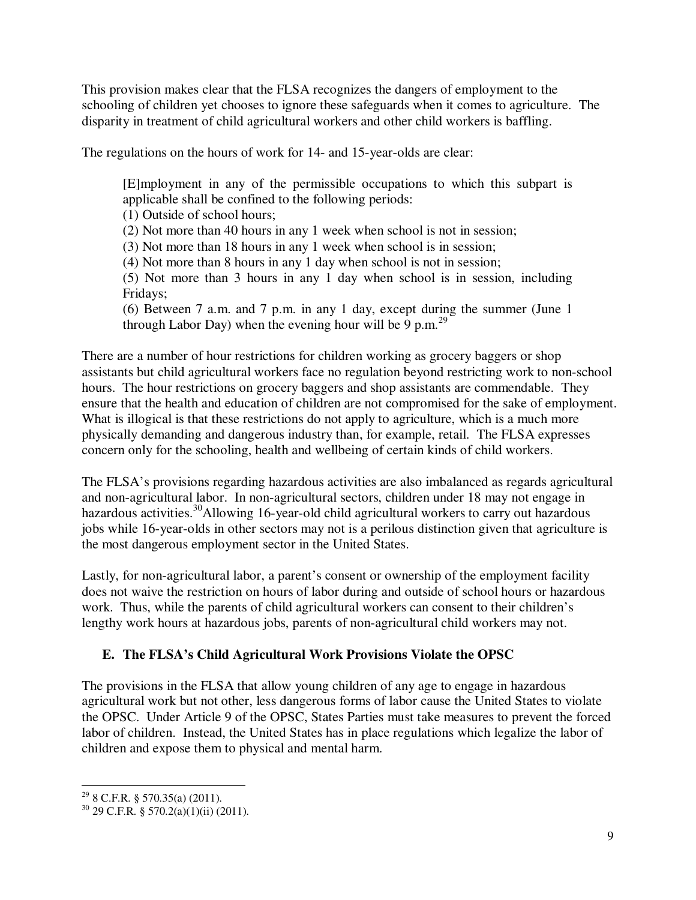This provision makes clear that the FLSA recognizes the dangers of employment to the schooling of children yet chooses to ignore these safeguards when it comes to agriculture. The disparity in treatment of child agricultural workers and other child workers is baffling.

The regulations on the hours of work for 14- and 15-year-olds are clear:

> [E]mployment in any of the permissible occupations to which this subpart is applicable shall be confined to the following periods:
> (1) Outside of school hours;
> (2) Not more than 40 hours in any 1 week when school is not in session;
> (3) Not more than 18 hours in any 1 week when school is in session;
> (4) Not more than 8 hours in any 1 day when school is not in session;
> (5) Not more than 3 hours in any 1 day when school is in session, including Fridays;
> (6) Between 7 a.m. and 7 p.m. in any 1 day, except during the summer (June 1 through Labor Day) when the evening hour will be 9 p.m.[29]

There are a number of hour restrictions for children working as grocery baggers or shop assistants but child agricultural workers face no regulation beyond restricting work to non-school hours. The hour restrictions on grocery baggers and shop assistants are commendable. They ensure that the health and education of children are not compromised for the sake of employment. What is illogical is that these restrictions do not apply to agriculture, which is a much more physically demanding and dangerous industry than, for example, retail. The FLSA expresses concern only for the schooling, health and wellbeing of certain kinds of child workers.

The FLSA's provisions regarding hazardous activities are also imbalanced as regards agricultural and non-agricultural labor. In non-agricultural sectors, children under 18 may not engage in hazardous activities.[30]Allowing 16-year-old child agricultural workers to carry out hazardous jobs while 16-year-olds in other sectors may not is a perilous distinction given that agriculture is the most dangerous employment sector in the United States.

Lastly, for non-agricultural labor, a parent's consent or ownership of the employment facility does not waive the restriction on hours of labor during and outside of school hours or hazardous work. Thus, while the parents of child agricultural workers can consent to their children's lengthy work hours at hazardous jobs, parents of non-agricultural child workers may not.

### E. The FLSA's Child Agricultural Work Provisions Violate the OPSC

The provisions in the FLSA that allow young children of any age to engage in hazardous agricultural work but not other, less dangerous forms of labor cause the United States to violate the OPSC. Under Article 9 of the OPSC, States Parties must take measures to prevent the forced labor of children. Instead, the United States has in place regulations which legalize the labor of children and expose them to physical and mental harm.

---

[29] 8 C.F.R. § 570.35(a) (2011).

[30] 29 C.F.R. § 570.2(a)(1)(ii) (2011).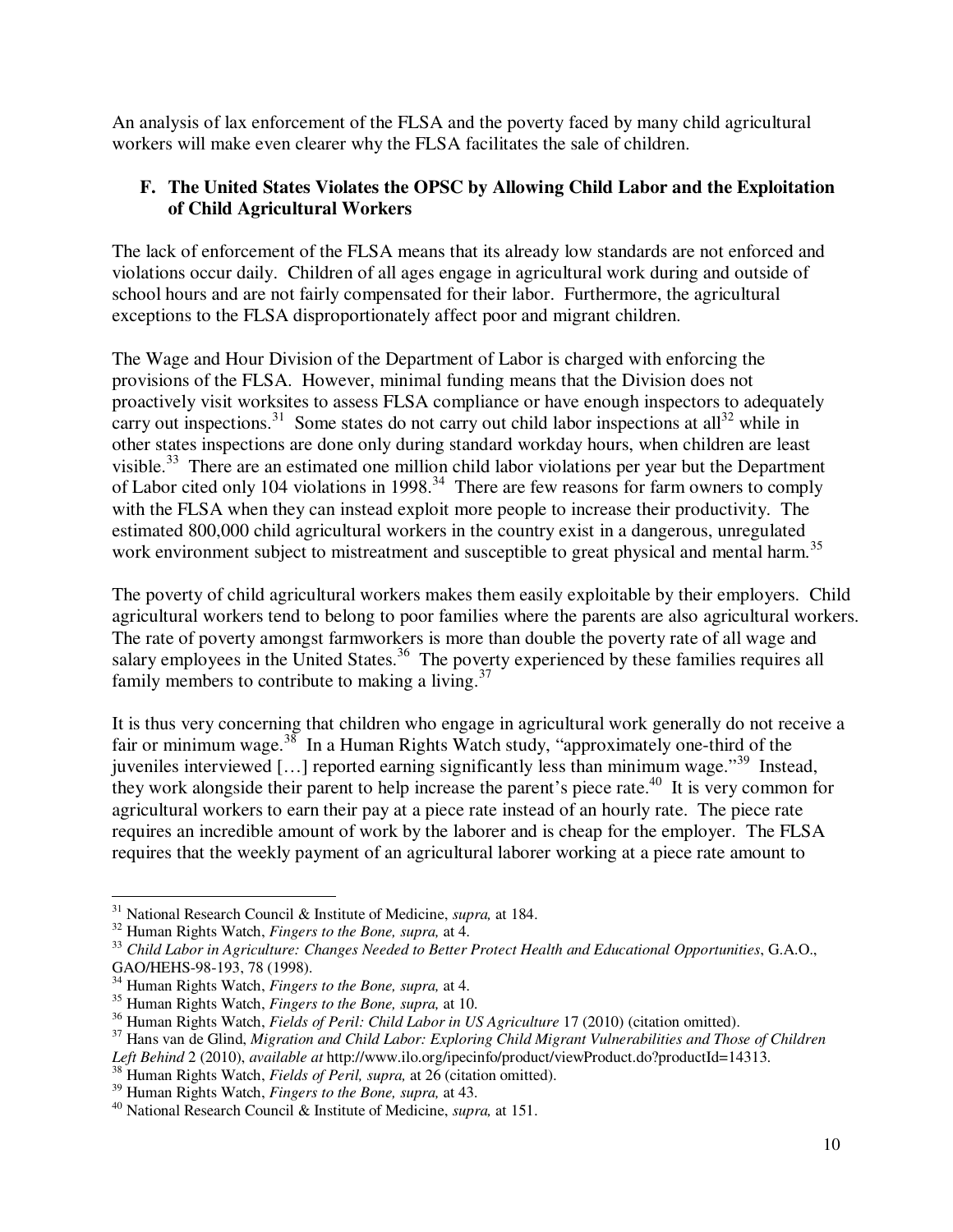An analysis of lax enforcement of the FLSA and the poverty faced by many child agricultural workers will make even clearer why the FLSA facilitates the sale of children.

### F. The United States Violates the OPSC by Allowing Child Labor and the Exploitation of Child Agricultural Workers

The lack of enforcement of the FLSA means that its already low standards are not enforced and violations occur daily. Children of all ages engage in agricultural work during and outside of school hours and are not fairly compensated for their labor. Furthermore, the agricultural exceptions to the FLSA disproportionately affect poor and migrant children.

The Wage and Hour Division of the Department of Labor is charged with enforcing the provisions of the FLSA. However, minimal funding means that the Division does not proactively visit worksites to assess FLSA compliance or have enough inspectors to adequately carry out inspections.[31] Some states do not carry out child labor inspections at all[32] while in other states inspections are done only during standard workday hours, when children are least visible.[33] There are an estimated one million child labor violations per year but the Department of Labor cited only 104 violations in 1998.[34] There are few reasons for farm owners to comply with the FLSA when they can instead exploit more people to increase their productivity. The estimated 800,000 child agricultural workers in the country exist in a dangerous, unregulated work environment subject to mistreatment and susceptible to great physical and mental harm.[35]

The poverty of child agricultural workers makes them easily exploitable by their employers. Child agricultural workers tend to belong to poor families where the parents are also agricultural workers. The rate of poverty amongst farmworkers is more than double the poverty rate of all wage and salary employees in the United States.[36] The poverty experienced by these families requires all family members to contribute to making a living.[37]

It is thus very concerning that children who engage in agricultural work generally do not receive a fair or minimum wage.[38] In a Human Rights Watch study, "approximately one-third of the juveniles interviewed […] reported earning significantly less than minimum wage."[39] Instead, they work alongside their parent to help increase the parent's piece rate.[40] It is very common for agricultural workers to earn their pay at a piece rate instead of an hourly rate. The piece rate requires an incredible amount of work by the laborer and is cheap for the employer. The FLSA requires that the weekly payment of an agricultural laborer working at a piece rate amount to

---

[31] National Research Council & Institute of Medicine, *supra,* at 184.

[32] Human Rights Watch, *Fingers to the Bone, supra,* at 4.

[33] *Child Labor in Agriculture: Changes Needed to Better Protect Health and Educational Opportunities*, G.A.O., GAO/HEHS-98-193, 78 (1998).

[34] Human Rights Watch, *Fingers to the Bone, supra,* at 4.

[35] Human Rights Watch, *Fingers to the Bone, supra,* at 10.

[36] Human Rights Watch, *Fields of Peril: Child Labor in US Agriculture* 17 (2010) (citation omitted).

[37] Hans van de Glind, *Migration and Child Labor: Exploring Child Migrant Vulnerabilities and Those of Children Left Behind* 2 (2010), *available at* http://www.ilo.org/ipecinfo/product/viewProduct.do?productId=14313.

[38] Human Rights Watch, *Fields of Peril, supra,* at 26 (citation omitted).

[39] Human Rights Watch, *Fingers to the Bone, supra,* at 43.

[40] National Research Council & Institute of Medicine, *supra,* at 151.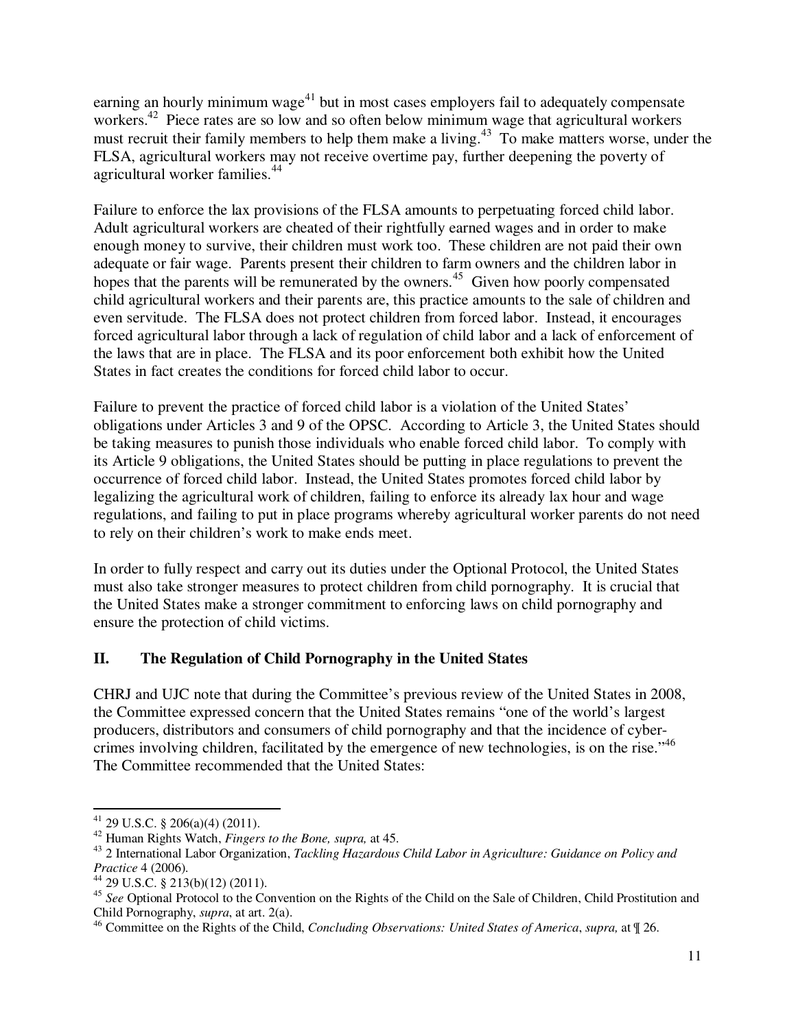earning an hourly minimum wage[41] but in most cases employers fail to adequately compensate workers.[42] Piece rates are so low and so often below minimum wage that agricultural workers must recruit their family members to help them make a living.[43] To make matters worse, under the FLSA, agricultural workers may not receive overtime pay, further deepening the poverty of agricultural worker families.[44]

Failure to enforce the lax provisions of the FLSA amounts to perpetuating forced child labor. Adult agricultural workers are cheated of their rightfully earned wages and in order to make enough money to survive, their children must work too. These children are not paid their own adequate or fair wage. Parents present their children to farm owners and the children labor in hopes that the parents will be remunerated by the owners.[45] Given how poorly compensated child agricultural workers and their parents are, this practice amounts to the sale of children and even servitude. The FLSA does not protect children from forced labor. Instead, it encourages forced agricultural labor through a lack of regulation of child labor and a lack of enforcement of the laws that are in place. The FLSA and its poor enforcement both exhibit how the United States in fact creates the conditions for forced child labor to occur.

Failure to prevent the practice of forced child labor is a violation of the United States' obligations under Articles 3 and 9 of the OPSC. According to Article 3, the United States should be taking measures to punish those individuals who enable forced child labor. To comply with its Article 9 obligations, the United States should be putting in place regulations to prevent the occurrence of forced child labor. Instead, the United States promotes forced child labor by legalizing the agricultural work of children, failing to enforce its already lax hour and wage regulations, and failing to put in place programs whereby agricultural worker parents do not need to rely on their children's work to make ends meet.

In order to fully respect and carry out its duties under the Optional Protocol, the United States must also take stronger measures to protect children from child pornography. It is crucial that the United States make a stronger commitment to enforcing laws on child pornography and ensure the protection of child victims.

## II. The Regulation of Child Pornography in the United States

CHRJ and UJC note that during the Committee's previous review of the United States in 2008, the Committee expressed concern that the United States remains "one of the world's largest producers, distributors and consumers of child pornography and that the incidence of cyber-crimes involving children, facilitated by the emergence of new technologies, is on the rise."[46] The Committee recommended that the United States:

---

[41] 29 U.S.C. § 206(a)(4) (2011).

[42] Human Rights Watch, *Fingers to the Bone, supra,* at 45.

[43] 2 International Labor Organization, *Tackling Hazardous Child Labor in Agriculture: Guidance on Policy and Practice* 4 (2006).

[44] 29 U.S.C. § 213(b)(12) (2011).

[45] *See* Optional Protocol to the Convention on the Rights of the Child on the Sale of Children, Child Prostitution and Child Pornography, *supra*, at art. 2(a).

[46] Committee on the Rights of the Child, *Concluding Observations: United States of America*, *supra,* at ¶ 26.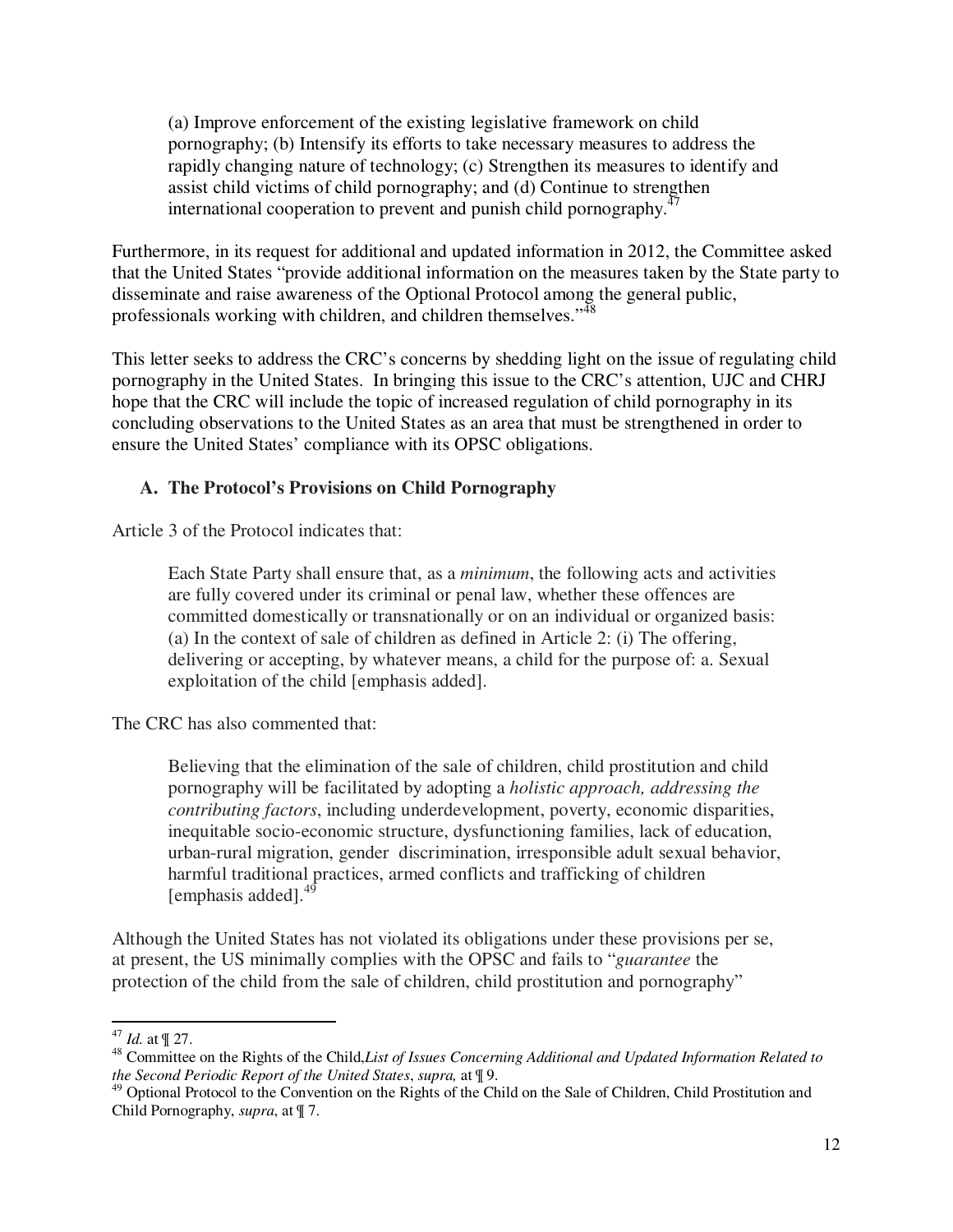> (a) Improve enforcement of the existing legislative framework on child pornography; (b) Intensify its efforts to take necessary measures to address the rapidly changing nature of technology; (c) Strengthen its measures to identify and assist child victims of child pornography; and (d) Continue to strengthen international cooperation to prevent and punish child pornography.[47]

Furthermore, in its request for additional and updated information in 2012, the Committee asked that the United States "provide additional information on the measures taken by the State party to disseminate and raise awareness of the Optional Protocol among the general public, professionals working with children, and children themselves."[48]

This letter seeks to address the CRC's concerns by shedding light on the issue of regulating child pornography in the United States. In bringing this issue to the CRC's attention, UJC and CHRJ hope that the CRC will include the topic of increased regulation of child pornography in its concluding observations to the United States as an area that must be strengthened in order to ensure the United States' compliance with its OPSC obligations.

### A. The Protocol's Provisions on Child Pornography

Article 3 of the Protocol indicates that:

> Each State Party shall ensure that, as a *minimum*, the following acts and activities are fully covered under its criminal or penal law, whether these offences are committed domestically or transnationally or on an individual or organized basis: (a) In the context of sale of children as defined in Article 2: (i) The offering, delivering or accepting, by whatever means, a child for the purpose of: a. Sexual exploitation of the child [emphasis added].

The CRC has also commented that:

> Believing that the elimination of the sale of children, child prostitution and child pornography will be facilitated by adopting a *holistic approach, addressing the contributing factors*, including underdevelopment, poverty, economic disparities, inequitable socio-economic structure, dysfunctioning families, lack of education, urban-rural migration, gender discrimination, irresponsible adult sexual behavior, harmful traditional practices, armed conflicts and trafficking of children [emphasis added].[49]

Although the United States has not violated its obligations under these provisions per se, at present, the US minimally complies with the OPSC and fails to "*guarantee* the protection of the child from the sale of children, child prostitution and pornography"

---

[47] *Id.* at ¶ 27.

[48] Committee on the Rights of the Child, *List of Issues Concerning Additional and Updated Information Related to the Second Periodic Report of the United States*, *supra,* at ¶ 9.

[49] Optional Protocol to the Convention on the Rights of the Child on the Sale of Children, Child Prostitution and Child Pornography, *supra*, at ¶ 7.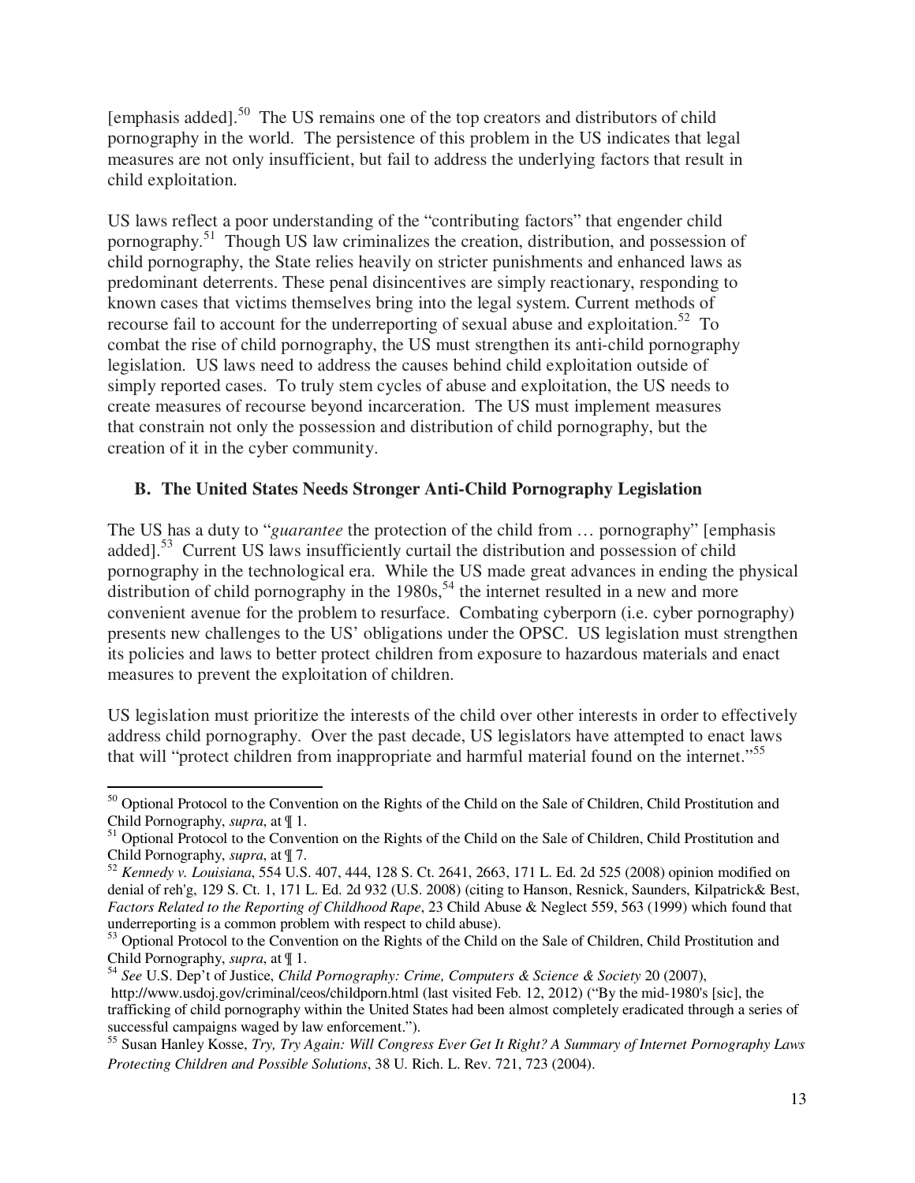[emphasis added].[50] The US remains one of the top creators and distributors of child pornography in the world. The persistence of this problem in the US indicates that legal measures are not only insufficient, but fail to address the underlying factors that result in child exploitation.

US laws reflect a poor understanding of the "contributing factors" that engender child pornography.[51] Though US law criminalizes the creation, distribution, and possession of child pornography, the State relies heavily on stricter punishments and enhanced laws as predominant deterrents. These penal disincentives are simply reactionary, responding to known cases that victims themselves bring into the legal system. Current methods of recourse fail to account for the underreporting of sexual abuse and exploitation.[52] To combat the rise of child pornography, the US must strengthen its anti-child pornography legislation. US laws need to address the causes behind child exploitation outside of simply reported cases. To truly stem cycles of abuse and exploitation, the US needs to create measures of recourse beyond incarceration. The US must implement measures that constrain not only the possession and distribution of child pornography, but the creation of it in the cyber community.

### B. The United States Needs Stronger Anti-Child Pornography Legislation

The US has a duty to "*guarantee* the protection of the child from … pornography" [emphasis added].[53] Current US laws insufficiently curtail the distribution and possession of child pornography in the technological era. While the US made great advances in ending the physical distribution of child pornography in the 1980s,[54] the internet resulted in a new and more convenient avenue for the problem to resurface. Combating cyberporn (i.e. cyber pornography) presents new challenges to the US' obligations under the OPSC. US legislation must strengthen its policies and laws to better protect children from exposure to hazardous materials and enact measures to prevent the exploitation of children.

US legislation must prioritize the interests of the child over other interests in order to effectively address child pornography. Over the past decade, US legislators have attempted to enact laws that will "protect children from inappropriate and harmful material found on the internet."[55]

---

[50] Optional Protocol to the Convention on the Rights of the Child on the Sale of Children, Child Prostitution and Child Pornography, *supra*, at ¶ 1.

[51] Optional Protocol to the Convention on the Rights of the Child on the Sale of Children, Child Prostitution and Child Pornography, *supra*, at ¶ 7.

[52] *Kennedy v. Louisiana*, 554 U.S. 407, 444, 128 S. Ct. 2641, 2663, 171 L. Ed. 2d 525 (2008) opinion modified on denial of reh'g, 129 S. Ct. 1, 171 L. Ed. 2d 932 (U.S. 2008) (citing to Hanson, Resnick, Saunders, Kilpatrick& Best, *Factors Related to the Reporting of Childhood Rape*, 23 Child Abuse & Neglect 559, 563 (1999) which found that underreporting is a common problem with respect to child abuse).

[53] Optional Protocol to the Convention on the Rights of the Child on the Sale of Children, Child Prostitution and Child Pornography, *supra*, at ¶ 1.

[54] *See* U.S. Dep't of Justice, *Child Pornography: Crime, Computers & Science & Society* 20 (2007), http://www.usdoj.gov/criminal/ceos/childporn.html (last visited Feb. 12, 2012) ("By the mid-1980's [sic], the trafficking of child pornography within the United States had been almost completely eradicated through a series of successful campaigns waged by law enforcement.").

[55] Susan Hanley Kosse, *Try, Try Again: Will Congress Ever Get It Right? A Summary of Internet Pornography Laws Protecting Children and Possible Solutions*, 38 U. Rich. L. Rev. 721, 723 (2004).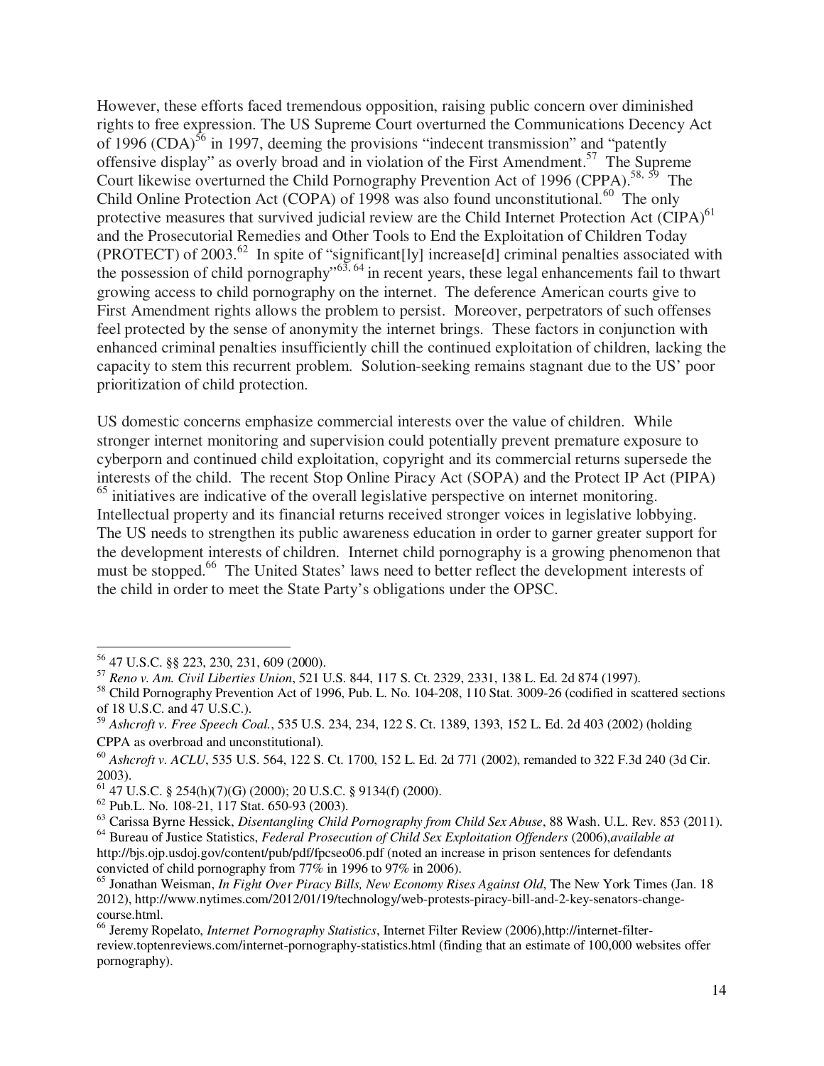However, these efforts faced tremendous opposition, raising public concern over diminished rights to free expression. The US Supreme Court overturned the Communications Decency Act of 1996 (CDA)[56] in 1997, deeming the provisions "indecent transmission" and "patently offensive display" as overly broad and in violation of the First Amendment.[57] The Supreme Court likewise overturned the Child Pornography Prevention Act of 1996 (CPPA).[58, 59] The Child Online Protection Act (COPA) of 1998 was also found unconstitutional.[60] The only protective measures that survived judicial review are the Child Internet Protection Act (CIPA)[61] and the Prosecutorial Remedies and Other Tools to End the Exploitation of Children Today (PROTECT) of 2003.[62] In spite of "significant[ly] increase[d] criminal penalties associated with the possession of child pornography"[63, 64] in recent years, these legal enhancements fail to thwart growing access to child pornography on the internet. The deference American courts give to First Amendment rights allows the problem to persist. Moreover, perpetrators of such offenses feel protected by the sense of anonymity the internet brings. These factors in conjunction with enhanced criminal penalties insufficiently chill the continued exploitation of children, lacking the capacity to stem this recurrent problem. Solution-seeking remains stagnant due to the US' poor prioritization of child protection.

US domestic concerns emphasize commercial interests over the value of children. While stronger internet monitoring and supervision could potentially prevent premature exposure to cyberporn and continued child exploitation, copyright and its commercial returns supersede the interests of the child. The recent Stop Online Piracy Act (SOPA) and the Protect IP Act (PIPA) [65] initiatives are indicative of the overall legislative perspective on internet monitoring. Intellectual property and its financial returns received stronger voices in legislative lobbying. The US needs to strengthen its public awareness education in order to garner greater support for the development interests of children. Internet child pornography is a growing phenomenon that must be stopped.[66] The United States' laws need to better reflect the development interests of the child in order to meet the State Party's obligations under the OPSC.

---

[56] 47 U.S.C. §§ 223, 230, 231, 609 (2000).

[57] *Reno v. Am. Civil Liberties Union*, 521 U.S. 844, 117 S. Ct. 2329, 2331, 138 L. Ed. 2d 874 (1997).

[58] Child Pornography Prevention Act of 1996, Pub. L. No. 104-208, 110 Stat. 3009-26 (codified in scattered sections of 18 U.S.C. and 47 U.S.C.).

[59] *Ashcroft v. Free Speech Coal.*, 535 U.S. 234, 234, 122 S. Ct. 1389, 1393, 152 L. Ed. 2d 403 (2002) (holding CPPA as overbroad and unconstitutional).

[60] *Ashcroft v. ACLU*, 535 U.S. 564, 122 S. Ct. 1700, 152 L. Ed. 2d 771 (2002), remanded to 322 F.3d 240 (3d Cir. 2003).

[61] 47 U.S.C. § 254(h)(7)(G) (2000); 20 U.S.C. § 9134(f) (2000).

[62] Pub.L. No. 108-21, 117 Stat. 650-93 (2003).

[63] Carissa Byrne Hessick, *Disentangling Child Pornography from Child Sex Abuse*, 88 Wash. U.L. Rev. 853 (2011).

[64] Bureau of Justice Statistics, *Federal Prosecution of Child Sex Exploitation Offenders* (2006),*available at* http://bjs.ojp.usdoj.gov/content/pub/pdf/fpcseo06.pdf (noted an increase in prison sentences for defendants convicted of child pornography from 77% in 1996 to 97% in 2006).

[65] Jonathan Weisman, *In Fight Over Piracy Bills, New Economy Rises Against Old*, The New York Times (Jan. 18 2012), http://www.nytimes.com/2012/01/19/technology/web-protests-piracy-bill-and-2-key-senators-change-course.html.

[66] Jeremy Ropelato, *Internet Pornography Statistics*, Internet Filter Review (2006),http://internet-filter-review.toptenreviews.com/internet-pornography-statistics.html (finding that an estimate of 100,000 websites offer pornography).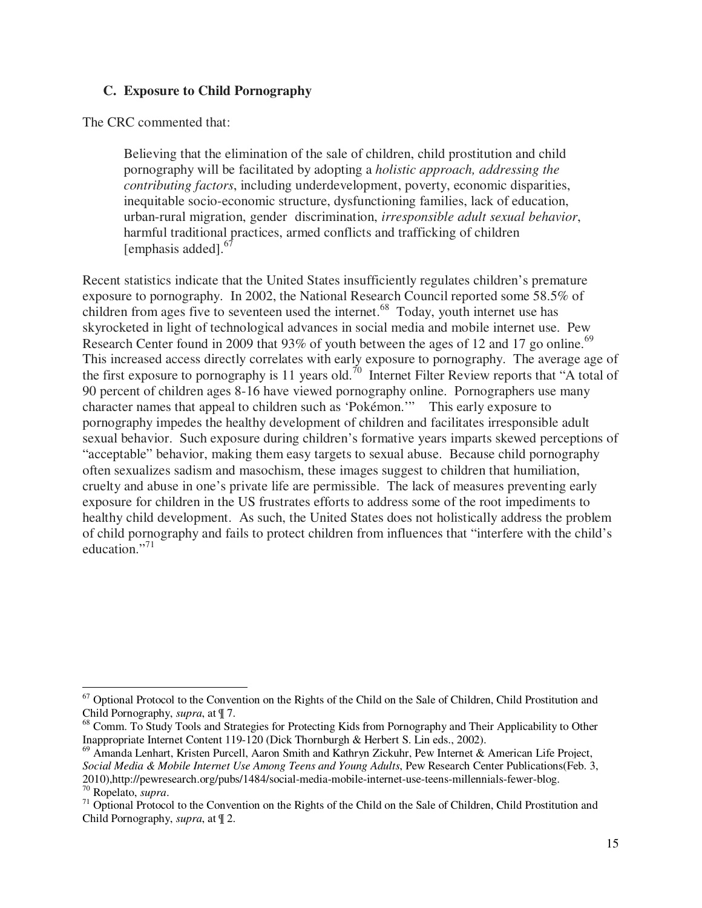### C. Exposure to Child Pornography

The CRC commented that:

> Believing that the elimination of the sale of children, child prostitution and child pornography will be facilitated by adopting a *holistic approach, addressing the contributing factors*, including underdevelopment, poverty, economic disparities, inequitable socio-economic structure, dysfunctioning families, lack of education, urban-rural migration, gender discrimination, *irresponsible adult sexual behavior*, harmful traditional practices, armed conflicts and trafficking of children [emphasis added].[67]

Recent statistics indicate that the United States insufficiently regulates children's premature exposure to pornography. In 2002, the National Research Council reported some 58.5% of children from ages five to seventeen used the internet.[68] Today, youth internet use has skyrocketed in light of technological advances in social media and mobile internet use. Pew Research Center found in 2009 that 93% of youth between the ages of 12 and 17 go online.[69] This increased access directly correlates with early exposure to pornography. The average age of the first exposure to pornography is 11 years old.[70] Internet Filter Review reports that "A total of 90 percent of children ages 8-16 have viewed pornography online. Pornographers use many character names that appeal to children such as 'Pokémon.'" This early exposure to pornography impedes the healthy development of children and facilitates irresponsible adult sexual behavior. Such exposure during children's formative years imparts skewed perceptions of "acceptable" behavior, making them easy targets to sexual abuse. Because child pornography often sexualizes sadism and masochism, these images suggest to children that humiliation, cruelty and abuse in one's private life are permissible. The lack of measures preventing early exposure for children in the US frustrates efforts to address some of the root impediments to healthy child development. As such, the United States does not holistically address the problem of child pornography and fails to protect children from influences that "interfere with the child's education."[71]

---

[67] Optional Protocol to the Convention on the Rights of the Child on the Sale of Children, Child Prostitution and Child Pornography, *supra*, at ¶ 7.

[68] Comm. To Study Tools and Strategies for Protecting Kids from Pornography and Their Applicability to Other Inappropriate Internet Content 119-120 (Dick Thornburgh & Herbert S. Lin eds., 2002).

[69] Amanda Lenhart, Kristen Purcell, Aaron Smith and Kathryn Zickuhr, Pew Internet & American Life Project, *Social Media & Mobile Internet Use Among Teens and Young Adults*, Pew Research Center Publications(Feb. 3, 2010),http://pewresearch.org/pubs/1484/social-media-mobile-internet-use-teens-millennials-fewer-blog.

[70] Ropelato, *supra*.

[71] Optional Protocol to the Convention on the Rights of the Child on the Sale of Children, Child Prostitution and Child Pornography, *supra*, at ¶ 2.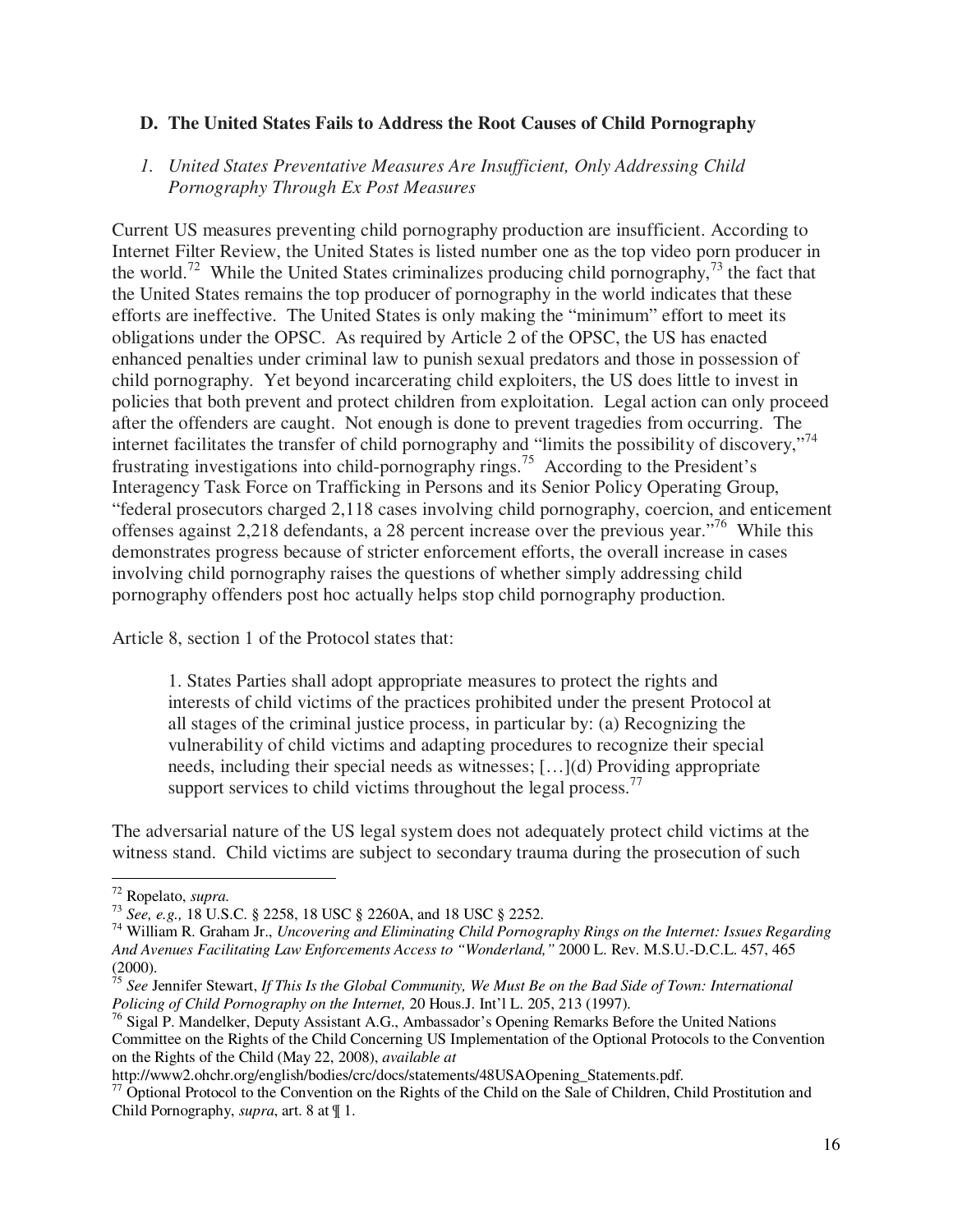### D. The United States Fails to Address the Root Causes of Child Pornography

#### *1. United States Preventative Measures Are Insufficient, Only Addressing Child Pornography Through Ex Post Measures*

Current US measures preventing child pornography production are insufficient. According to Internet Filter Review, the United States is listed number one as the top video porn producer in the world.[72] While the United States criminalizes producing child pornography,[73] the fact that the United States remains the top producer of pornography in the world indicates that these efforts are ineffective. The United States is only making the "minimum" effort to meet its obligations under the OPSC. As required by Article 2 of the OPSC, the US has enacted enhanced penalties under criminal law to punish sexual predators and those in possession of child pornography. Yet beyond incarcerating child exploiters, the US does little to invest in policies that both prevent and protect children from exploitation. Legal action can only proceed after the offenders are caught. Not enough is done to prevent tragedies from occurring. The internet facilitates the transfer of child pornography and "limits the possibility of discovery,"[74] frustrating investigations into child-pornography rings.[75] According to the President's Interagency Task Force on Trafficking in Persons and its Senior Policy Operating Group, "federal prosecutors charged 2,118 cases involving child pornography, coercion, and enticement offenses against 2,218 defendants, a 28 percent increase over the previous year."[76] While this demonstrates progress because of stricter enforcement efforts, the overall increase in cases involving child pornography raises the questions of whether simply addressing child pornography offenders post hoc actually helps stop child pornography production.

Article 8, section 1 of the Protocol states that:

> 1. States Parties shall adopt appropriate measures to protect the rights and interests of child victims of the practices prohibited under the present Protocol at all stages of the criminal justice process, in particular by: (a) Recognizing the vulnerability of child victims and adapting procedures to recognize their special needs, including their special needs as witnesses; […](d) Providing appropriate support services to child victims throughout the legal process.[77]

The adversarial nature of the US legal system does not adequately protect child victims at the witness stand. Child victims are subject to secondary trauma during the prosecution of such

---

[72] Ropelato, *supra.*

[73] *See, e.g.,* 18 U.S.C. § 2258, 18 USC § 2260A, and 18 USC § 2252.

[74] William R. Graham Jr., *Uncovering and Eliminating Child Pornography Rings on the Internet: Issues Regarding And Avenues Facilitating Law Enforcements Access to "Wonderland,"* 2000 L. Rev. M.S.U.-D.C.L. 457, 465 (2000).

[75] *See* Jennifer Stewart, *If This Is the Global Community, We Must Be on the Bad Side of Town: International Policing of Child Pornography on the Internet,* 20 Hous.J. Int'l L. 205, 213 (1997).

[76] Sigal P. Mandelker, Deputy Assistant A.G., Ambassador's Opening Remarks Before the United Nations Committee on the Rights of the Child Concerning US Implementation of the Optional Protocols to the Convention on the Rights of the Child (May 22, 2008), *available at* http://www2.ohchr.org/english/bodies/crc/docs/statements/48USAOpening_Statements.pdf.

[77] Optional Protocol to the Convention on the Rights of the Child on the Sale of Children, Child Prostitution and Child Pornography, *supra*, art. 8 at ¶ 1.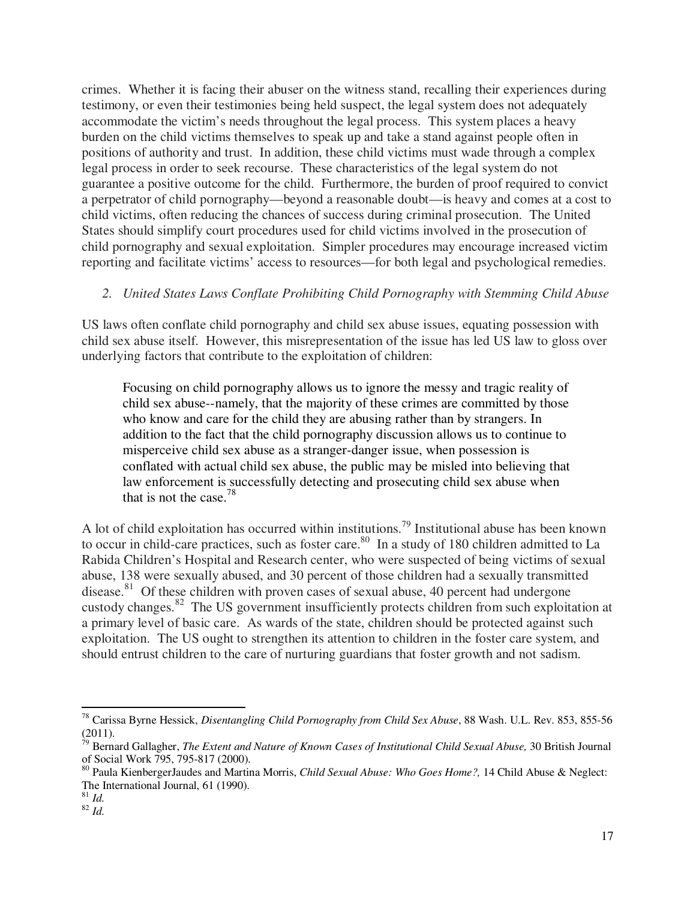crimes. Whether it is facing their abuser on the witness stand, recalling their experiences during testimony, or even their testimonies being held suspect, the legal system does not adequately accommodate the victim's needs throughout the legal process. This system places a heavy burden on the child victims themselves to speak up and take a stand against people often in positions of authority and trust. In addition, these child victims must wade through a complex legal process in order to seek recourse. These characteristics of the legal system do not guarantee a positive outcome for the child. Furthermore, the burden of proof required to convict a perpetrator of child pornography—beyond a reasonable doubt—is heavy and comes at a cost to child victims, often reducing the chances of success during criminal prosecution. The United States should simplify court procedures used for child victims involved in the prosecution of child pornography and sexual exploitation. Simpler procedures may encourage increased victim reporting and facilitate victims' access to resources—for both legal and psychological remedies.

### *2. United States Laws Conflate Prohibiting Child Pornography with Stemming Child Abuse*

US laws often conflate child pornography and child sex abuse issues, equating possession with child sex abuse itself. However, this misrepresentation of the issue has led US law to gloss over underlying factors that contribute to the exploitation of children:

> Focusing on child pornography allows us to ignore the messy and tragic reality of child sex abuse--namely, that the majority of these crimes are committed by those who know and care for the child they are abusing rather than by strangers. In addition to the fact that the child pornography discussion allows us to continue to misperceive child sex abuse as a stranger-danger issue, when possession is conflated with actual child sex abuse, the public may be misled into believing that law enforcement is successfully detecting and prosecuting child sex abuse when that is not the case.[78]

A lot of child exploitation has occurred within institutions.[79] Institutional abuse has been known to occur in child-care practices, such as foster care.[80] In a study of 180 children admitted to La Rabida Children's Hospital and Research center, who were suspected of being victims of sexual abuse, 138 were sexually abused, and 30 percent of those children had a sexually transmitted disease.[81] Of these children with proven cases of sexual abuse, 40 percent had undergone custody changes.[82] The US government insufficiently protects children from such exploitation at a primary level of basic care. As wards of the state, children should be protected against such exploitation. The US ought to strengthen its attention to children in the foster care system, and should entrust children to the care of nurturing guardians that foster growth and not sadism.

---

[78] Carissa Byrne Hessick, *Disentangling Child Pornography from Child Sex Abuse*, 88 Wash. U.L. Rev. 853, 855-56 (2011).

[79] Bernard Gallagher, *The Extent and Nature of Known Cases of Institutional Child Sexual Abuse,* 30 British Journal of Social Work 795, 795-817 (2000).

[80] Paula KienbergerJaudes and Martina Morris, *Child Sexual Abuse: Who Goes Home?,* 14 Child Abuse & Neglect: The International Journal, 61 (1990).

[81] *Id.*

[82] *Id.*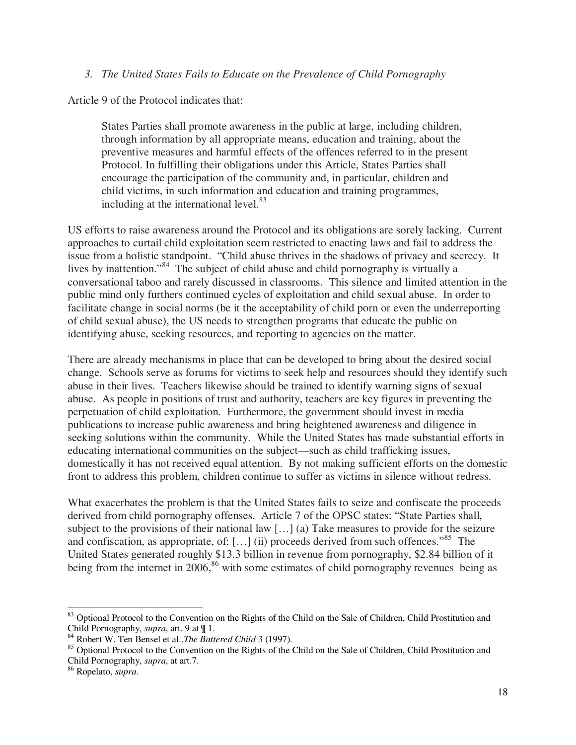*3. The United States Fails to Educate on the Prevalence of Child Pornography*

Article 9 of the Protocol indicates that:

> States Parties shall promote awareness in the public at large, including children, through information by all appropriate means, education and training, about the preventive measures and harmful effects of the offences referred to in the present Protocol. In fulfilling their obligations under this Article, States Parties shall encourage the participation of the community and, in particular, children and child victims, in such information and education and training programmes, including at the international level.[83]

US efforts to raise awareness around the Protocol and its obligations are sorely lacking. Current approaches to curtail child exploitation seem restricted to enacting laws and fail to address the issue from a holistic standpoint. "Child abuse thrives in the shadows of privacy and secrecy. It lives by inattention."[84] The subject of child abuse and child pornography is virtually a conversational taboo and rarely discussed in classrooms. This silence and limited attention in the public mind only furthers continued cycles of exploitation and child sexual abuse. In order to facilitate change in social norms (be it the acceptability of child porn or even the underreporting of child sexual abuse), the US needs to strengthen programs that educate the public on identifying abuse, seeking resources, and reporting to agencies on the matter.

There are already mechanisms in place that can be developed to bring about the desired social change. Schools serve as forums for victims to seek help and resources should they identify such abuse in their lives. Teachers likewise should be trained to identify warning signs of sexual abuse. As people in positions of trust and authority, teachers are key figures in preventing the perpetuation of child exploitation. Furthermore, the government should invest in media publications to increase public awareness and bring heightened awareness and diligence in seeking solutions within the community. While the United States has made substantial efforts in educating international communities on the subject—such as child trafficking issues, domestically it has not received equal attention. By not making sufficient efforts on the domestic front to address this problem, children continue to suffer as victims in silence without redress.

What exacerbates the problem is that the United States fails to seize and confiscate the proceeds derived from child pornography offenses. Article 7 of the OPSC states: "State Parties shall, subject to the provisions of their national law […] (a) Take measures to provide for the seizure and confiscation, as appropriate, of: […] (ii) proceeds derived from such offences."[85] The United States generated roughly $13.3 billion in revenue from pornography, $2.84 billion of it being from the internet in 2006,[86] with some estimates of child pornography revenues being as

---

[83] Optional Protocol to the Convention on the Rights of the Child on the Sale of Children, Child Prostitution and Child Pornography, *supra*, art. 9 at ¶ 1.

[84] Robert W. Ten Bensel et al.,*The Battered Child* 3 (1997).

[85] Optional Protocol to the Convention on the Rights of the Child on the Sale of Children, Child Prostitution and Child Pornography, *supra*, at art.7.

[86] Ropelato, *supra*.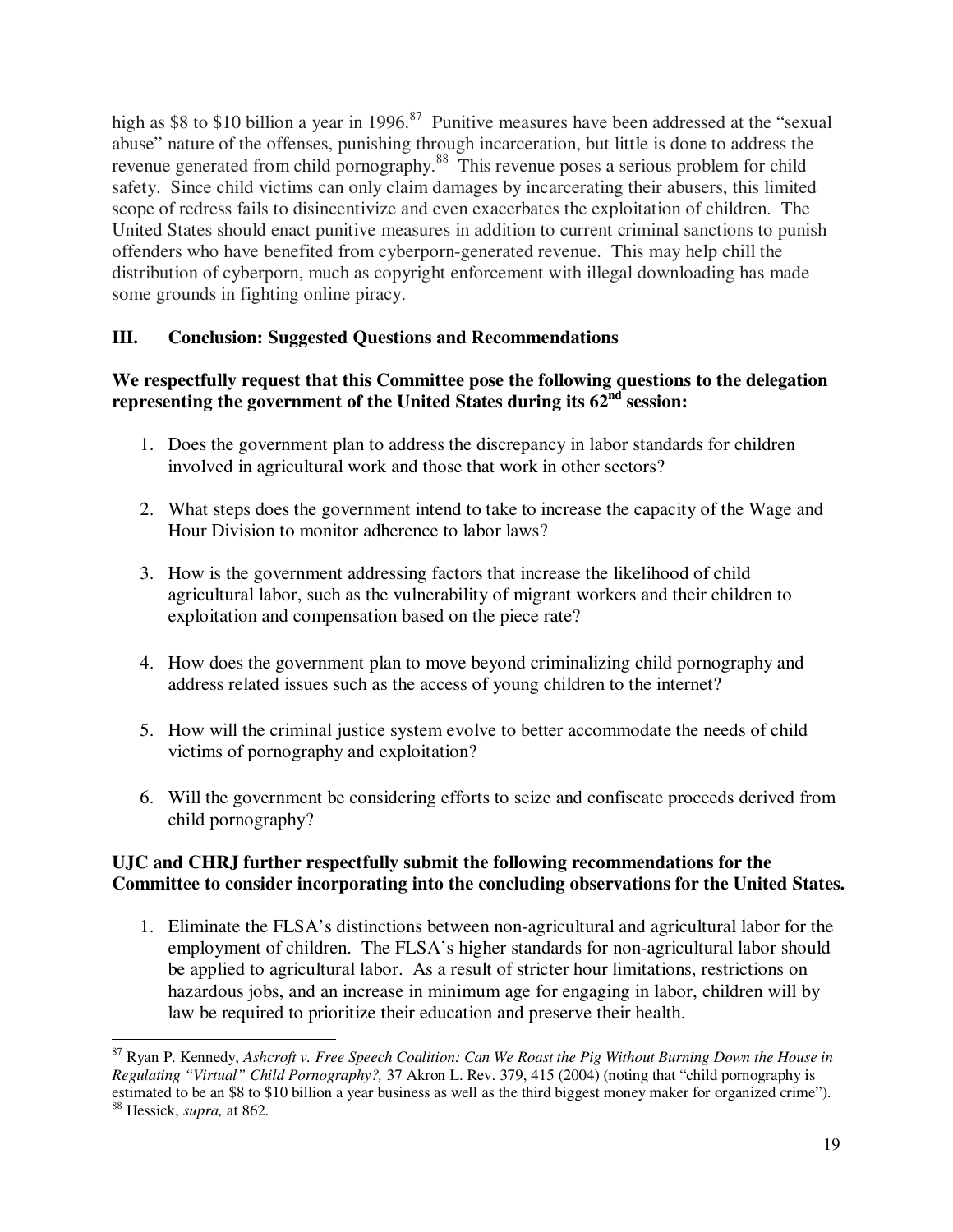high as $8 to $10 billion a year in 1996.[87] Punitive measures have been addressed at the "sexual abuse" nature of the offenses, punishing through incarceration, but little is done to address the revenue generated from child pornography.[88] This revenue poses a serious problem for child safety. Since child victims can only claim damages by incarcerating their abusers, this limited scope of redress fails to disincentivize and even exacerbates the exploitation of children. The United States should enact punitive measures in addition to current criminal sanctions to punish offenders who have benefited from cyberporn-generated revenue. This may help chill the distribution of cyberporn, much as copyright enforcement with illegal downloading has made some grounds in fighting online piracy.

## III. Conclusion: Suggested Questions and Recommendations

**We respectfully request that this Committee pose the following questions to the delegation representing the government of the United States during its 62nd session:**

1. Does the government plan to address the discrepancy in labor standards for children involved in agricultural work and those that work in other sectors?

2. What steps does the government intend to take to increase the capacity of the Wage and Hour Division to monitor adherence to labor laws?

3. How is the government addressing factors that increase the likelihood of child agricultural labor, such as the vulnerability of migrant workers and their children to exploitation and compensation based on the piece rate?

4. How does the government plan to move beyond criminalizing child pornography and address related issues such as the access of young children to the internet?

5. How will the criminal justice system evolve to better accommodate the needs of child victims of pornography and exploitation?

6. Will the government be considering efforts to seize and confiscate proceeds derived from child pornography?

**UJC and CHRJ further respectfully submit the following recommendations for the Committee to consider incorporating into the concluding observations for the United States.**

1. Eliminate the FLSA's distinctions between non-agricultural and agricultural labor for the employment of children. The FLSA's higher standards for non-agricultural labor should be applied to agricultural labor. As a result of stricter hour limitations, restrictions on hazardous jobs, and an increase in minimum age for engaging in labor, children will by law be required to prioritize their education and preserve their health.

---

[87] Ryan P. Kennedy, *Ashcroft v. Free Speech Coalition: Can We Roast the Pig Without Burning Down the House in Regulating "Virtual" Child Pornography?,* 37 Akron L. Rev. 379, 415 (2004) (noting that "child pornography is estimated to be an $8 to $10 billion a year business as well as the third biggest money maker for organized crime").

[88] Hessick, *supra,* at 862.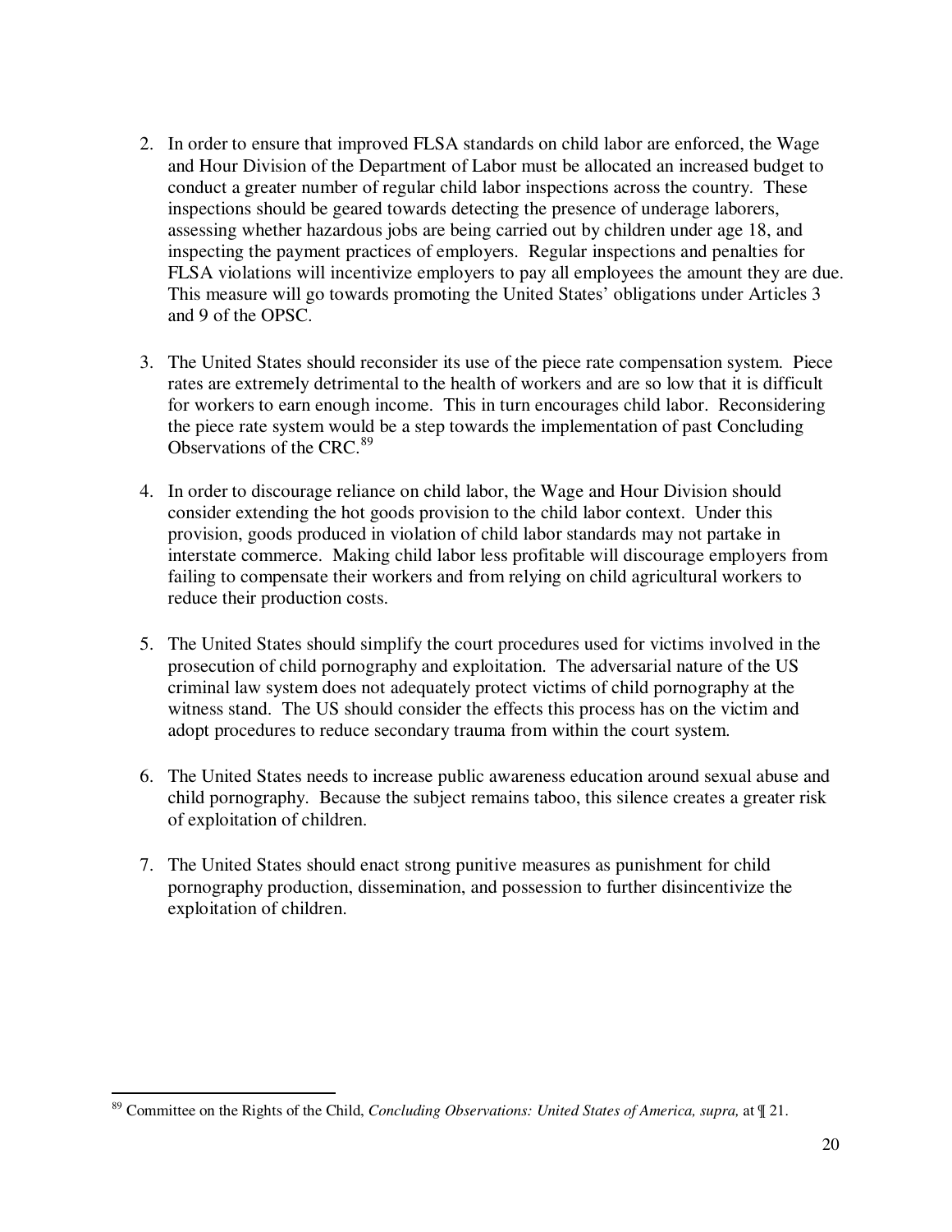2. In order to ensure that improved FLSA standards on child labor are enforced, the Wage and Hour Division of the Department of Labor must be allocated an increased budget to conduct a greater number of regular child labor inspections across the country. These inspections should be geared towards detecting the presence of underage laborers, assessing whether hazardous jobs are being carried out by children under age 18, and inspecting the payment practices of employers. Regular inspections and penalties for FLSA violations will incentivize employers to pay all employees the amount they are due. This measure will go towards promoting the United States' obligations under Articles 3 and 9 of the OPSC.

3. The United States should reconsider its use of the piece rate compensation system. Piece rates are extremely detrimental to the health of workers and are so low that it is difficult for workers to earn enough income. This in turn encourages child labor. Reconsidering the piece rate system would be a step towards the implementation of past Concluding Observations of the CRC.[89]

4. In order to discourage reliance on child labor, the Wage and Hour Division should consider extending the hot goods provision to the child labor context. Under this provision, goods produced in violation of child labor standards may not partake in interstate commerce. Making child labor less profitable will discourage employers from failing to compensate their workers and from relying on child agricultural workers to reduce their production costs.

5. The United States should simplify the court procedures used for victims involved in the prosecution of child pornography and exploitation. The adversarial nature of the US criminal law system does not adequately protect victims of child pornography at the witness stand. The US should consider the effects this process has on the victim and adopt procedures to reduce secondary trauma from within the court system.

6. The United States needs to increase public awareness education around sexual abuse and child pornography. Because the subject remains taboo, this silence creates a greater risk of exploitation of children.

7. The United States should enact strong punitive measures as punishment for child pornography production, dissemination, and possession to further disincentivize the exploitation of children.

---

[89] Committee on the Rights of the Child, *Concluding Observations: United States of America, supra,* at ¶ 21.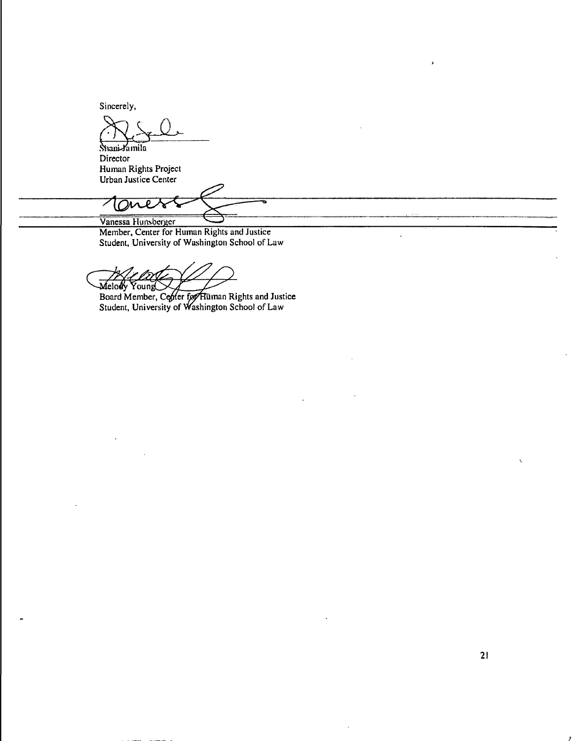Sincerely,

Shani Jamila
Director
Human Rights Project
Urban Justice Center

Vanessa Hunsberger
Member, Center for Human Rights and Justice
Student, University of Washington School of Law

Melody Young
Board Member, Center for Human Rights and Justice
Student, University of Washington School of Law